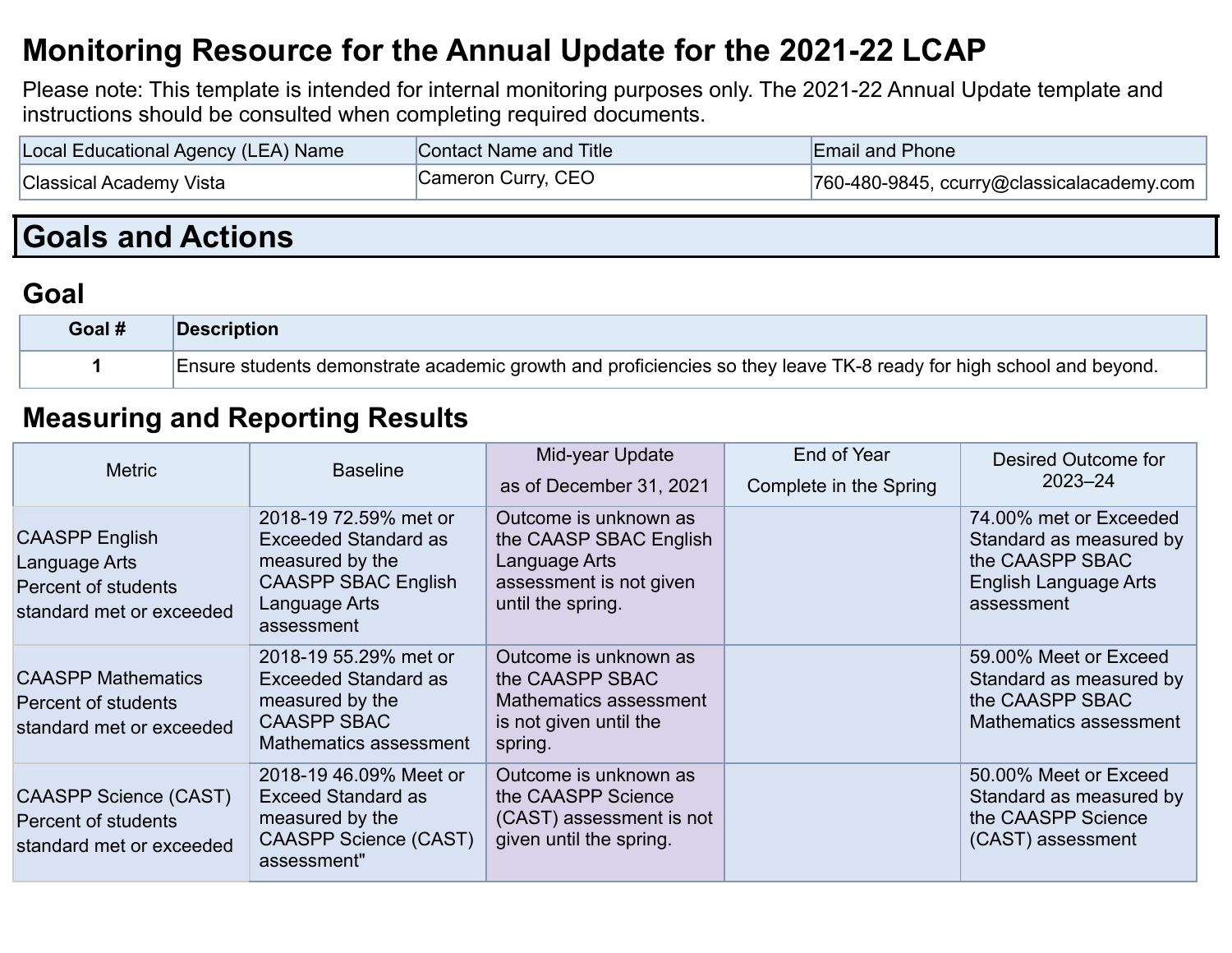# Monitoring Resource for the Annual Update for the 2021-22 LCAP

Please note: This template is intended for internal monitoring purposes only. The 2021-22 Annual Update template and instructions should be consulted when completing required documents.

| Local Educational Agency (LEA) Name | Contact Name and Title | Email and Phone |
|---|---|---|
| Classical Academy Vista | Cameron Curry, CEO | 760-480-9845, ccurry@classicalacademy.com |

## Goals and Actions

### Goal

| Goal # | Description |
|---|---|
| 1 | Ensure students demonstrate academic growth and proficiencies so they leave TK-8 ready for high school and beyond. |

### Measuring and Reporting Results

| Metric | Baseline | Mid-year Update as of December 31, 2021 | End of Year Complete in the Spring | Desired Outcome for 2023–24 |
|---|---|---|---|---|
| CAASPP English Language Arts Percent of students standard met or exceeded | 2018-19 72.59% met or Exceeded Standard as measured by the CAASPP SBAC English Language Arts assessment | Outcome is unknown as the CAASP SBAC English Language Arts assessment is not given until the spring. | | 74.00% met or Exceeded Standard as measured by the CAASPP SBAC English Language Arts assessment |
| CAASPP Mathematics Percent of students standard met or exceeded | 2018-19 55.29% met or Exceeded Standard as measured by the CAASPP SBAC Mathematics assessment | Outcome is unknown as the CAASPP SBAC Mathematics assessment is not given until the spring. | | 59.00% Meet or Exceed Standard as measured by the CAASPP SBAC Mathematics assessment |
| CAASPP Science (CAST) Percent of students standard met or exceeded | 2018-19 46.09% Meet or Exceed Standard as measured by the CAASPP Science (CAST) assessment" | Outcome is unknown as the CAASPP Science (CAST) assessment is not given until the spring. | | 50.00% Meet or Exceed Standard as measured by the CAASPP Science (CAST) assessment |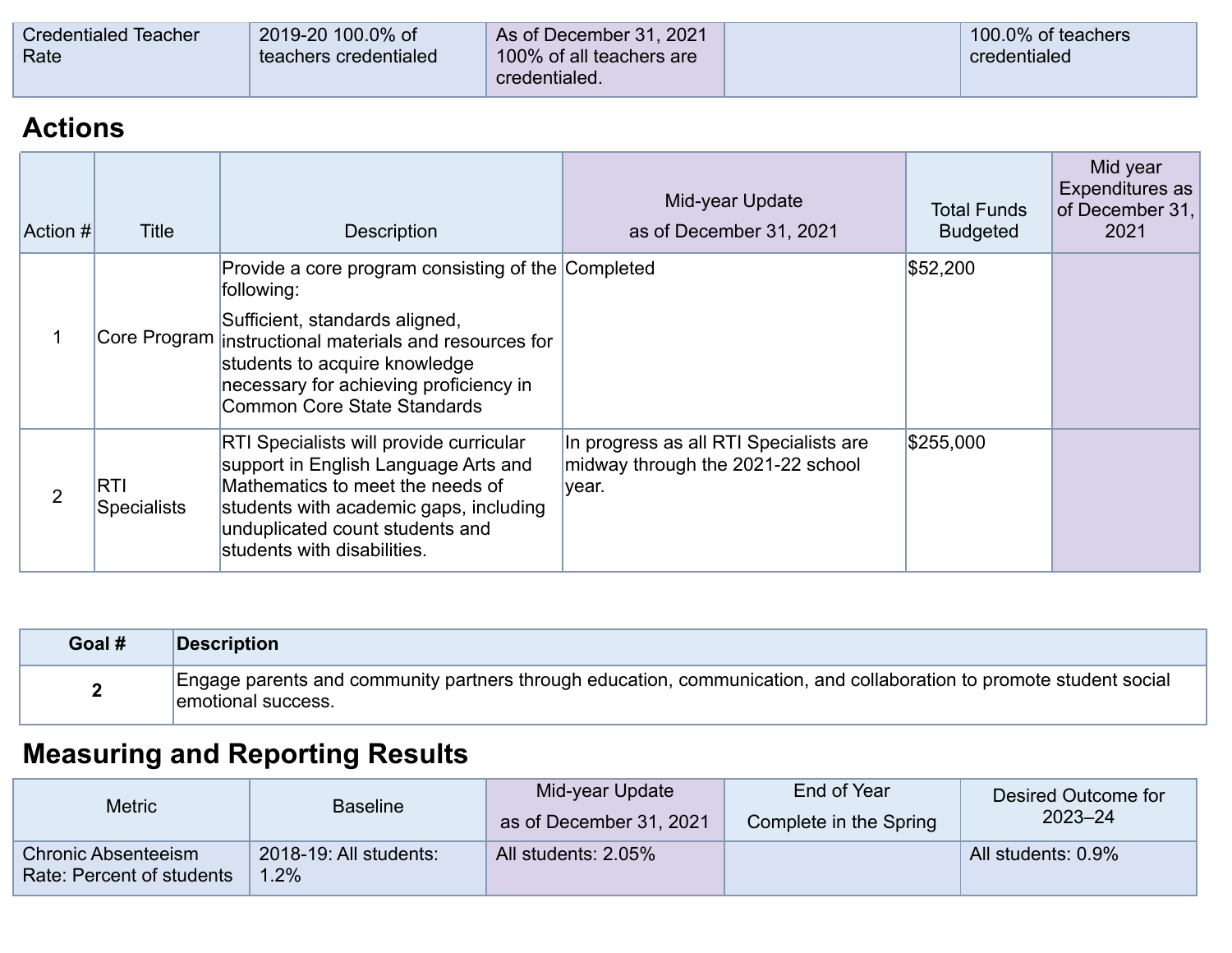| Credentialed Teacher Rate | 2019-20 100.0% of teachers credentialed | As of December 31, 2021 100% of all teachers are credentialed. | | 100.0% of teachers credentialed |
|---|---|---|---|---|

## Actions

| Action # | Title | Description | Mid-year Update as of December 31, 2021 | Total Funds Budgeted | Mid year Expenditures as of December 31, 2021 |
|---|---|---|---|---|---|
| 1 | Core Program | Provide a core program consisting of the following: Sufficient, standards aligned, instructional materials and resources for students to acquire knowledge necessary for achieving proficiency in Common Core State Standards | Completed | $52,200 | |
| 2 | RTI Specialists | RTI Specialists will provide curricular support in English Language Arts and Mathematics to meet the needs of students with academic gaps, including unduplicated count students and students with disabilities. | In progress as all RTI Specialists are midway through the 2021-22 school year. | $255,000 | |

| Goal # | Description |
|---|---|
| **2** | Engage parents and community partners through education, communication, and collaboration to promote student social emotional success. |

## Measuring and Reporting Results

| Metric | Baseline | Mid-year Update as of December 31, 2021 | End of Year Complete in the Spring | Desired Outcome for 2023–24 |
|---|---|---|---|---|
| Chronic Absenteeism Rate: Percent of students | 2018-19: All students: 1.2% | All students: 2.05% | | All students: 0.9% |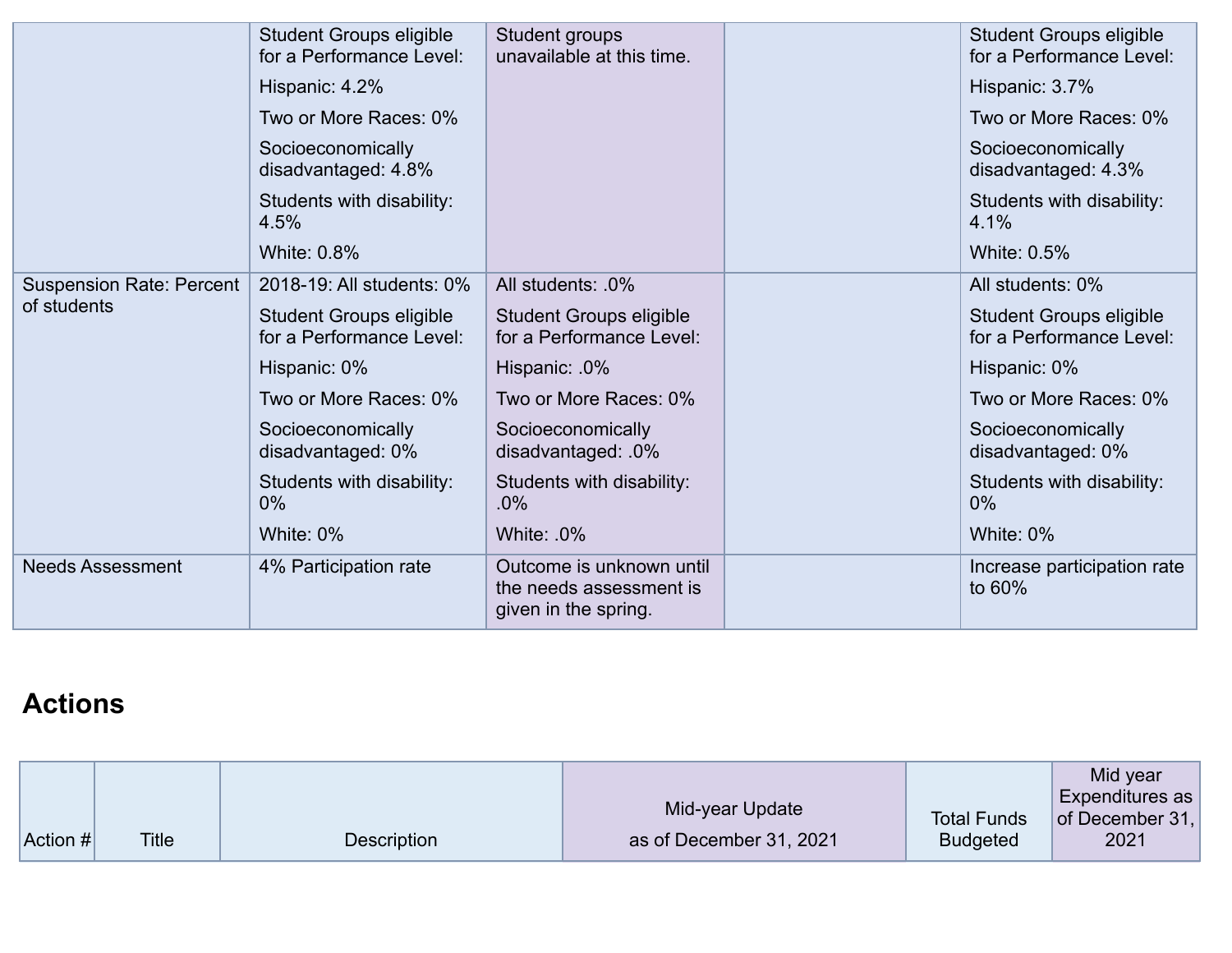| | | | | |
|---|---|---|---|---|
| | Student Groups eligible for a Performance Level:<br>Hispanic: 4.2%<br>Two or More Races: 0%<br>Socioeconomically disadvantaged: 4.8%<br>Students with disability: 4.5%<br>White: 0.8% | Student groups unavailable at this time. | | Student Groups eligible for a Performance Level:<br>Hispanic: 3.7%<br>Two or More Races: 0%<br>Socioeconomically disadvantaged: 4.3%<br>Students with disability: 4.1%<br>White: 0.5% |
| Suspension Rate: Percent of students | 2018-19: All students: 0%<br>Student Groups eligible for a Performance Level:<br>Hispanic: 0%<br>Two or More Races: 0%<br>Socioeconomically disadvantaged: 0%<br>Students with disability: 0%<br>White: 0% | All students: .0%<br>Student Groups eligible for a Performance Level:<br>Hispanic: .0%<br>Two or More Races: 0%<br>Socioeconomically disadvantaged: .0%<br>Students with disability: .0%<br>White: .0% | | All students: 0%<br>Student Groups eligible for a Performance Level:<br>Hispanic: 0%<br>Two or More Races: 0%<br>Socioeconomically disadvantaged: 0%<br>Students with disability: 0%<br>White: 0% |
| Needs Assessment | 4% Participation rate | Outcome is unknown until the needs assessment is given in the spring. | | Increase participation rate to 60% |

## Actions

| Action # | Title | Description | Mid-year Update as of December 31, 2021 | Total Funds Budgeted | Mid year Expenditures as of December 31, 2021 |
|---|---|---|---|---|---|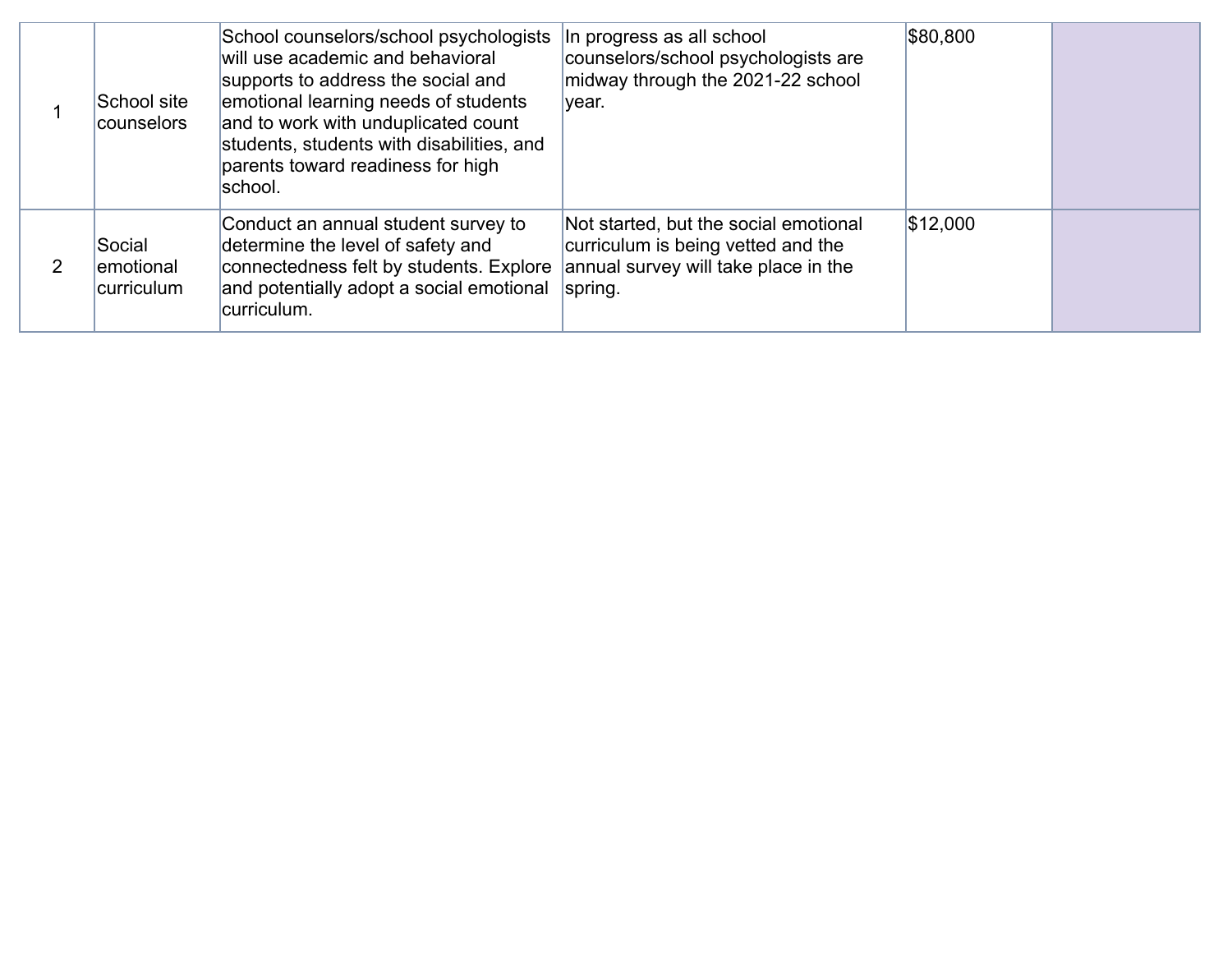| | | | | | |
|---|---|---|---|---|---|
| 1 | School site counselors | School counselors/school psychologists will use academic and behavioral supports to address the social and emotional learning needs of students and to work with unduplicated count students, students with disabilities, and parents toward readiness for high school. | In progress as all school counselors/school psychologists are midway through the 2021-22 school year. | $80,800 | |
| 2 | Social emotional curriculum | Conduct an annual student survey to determine the level of safety and connectedness felt by students. Explore and potentially adopt a social emotional curriculum. | Not started, but the social emotional curriculum is being vetted and the annual survey will take place in the spring. | $12,000 | |